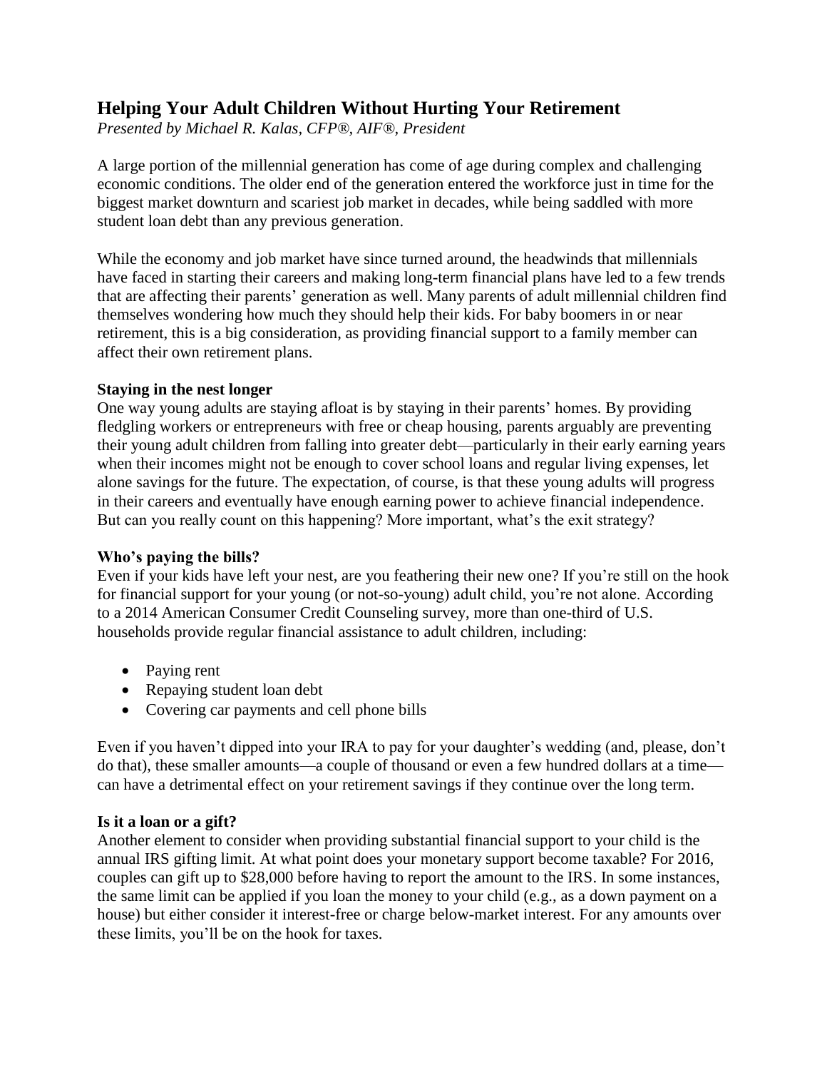# Helping Your Adult Children Without Hurting Your Retirement

*Presented by Michael R. Kalas, CFP®, AIF®, President*

A large portion of the millennial generation has come of age during complex and challenging economic conditions. The older end of the generation entered the workforce just in time for the biggest market downturn and scariest job market in decades, while being saddled with more student loan debt than any previous generation.

While the economy and job market have since turned around, the headwinds that millennials have faced in starting their careers and making long-term financial plans have led to a few trends that are affecting their parents' generation as well. Many parents of adult millennial children find themselves wondering how much they should help their kids. For baby boomers in or near retirement, this is a big consideration, as providing financial support to a family member can affect their own retirement plans.

**Staying in the nest longer**

One way young adults are staying afloat is by staying in their parents' homes. By providing fledgling workers or entrepreneurs with free or cheap housing, parents arguably are preventing their young adult children from falling into greater debt—particularly in their early earning years when their incomes might not be enough to cover school loans and regular living expenses, let alone savings for the future. The expectation, of course, is that these young adults will progress in their careers and eventually have enough earning power to achieve financial independence. But can you really count on this happening? More important, what's the exit strategy?

**Who's paying the bills?**

Even if your kids have left your nest, are you feathering their new one? If you're still on the hook for financial support for your young (or not-so-young) adult child, you're not alone. According to a 2014 American Consumer Credit Counseling survey, more than one-third of U.S. households provide regular financial assistance to adult children, including:

- Paying rent
- Repaying student loan debt
- Covering car payments and cell phone bills

Even if you haven't dipped into your IRA to pay for your daughter's wedding (and, please, don't do that), these smaller amounts—a couple of thousand or even a few hundred dollars at a time—can have a detrimental effect on your retirement savings if they continue over the long term.

**Is it a loan or a gift?**

Another element to consider when providing substantial financial support to your child is the annual IRS gifting limit. At what point does your monetary support become taxable? For 2016, couples can gift up to $28,000 before having to report the amount to the IRS. In some instances, the same limit can be applied if you loan the money to your child (e.g., as a down payment on a house) but either consider it interest-free or charge below-market interest. For any amounts over these limits, you'll be on the hook for taxes.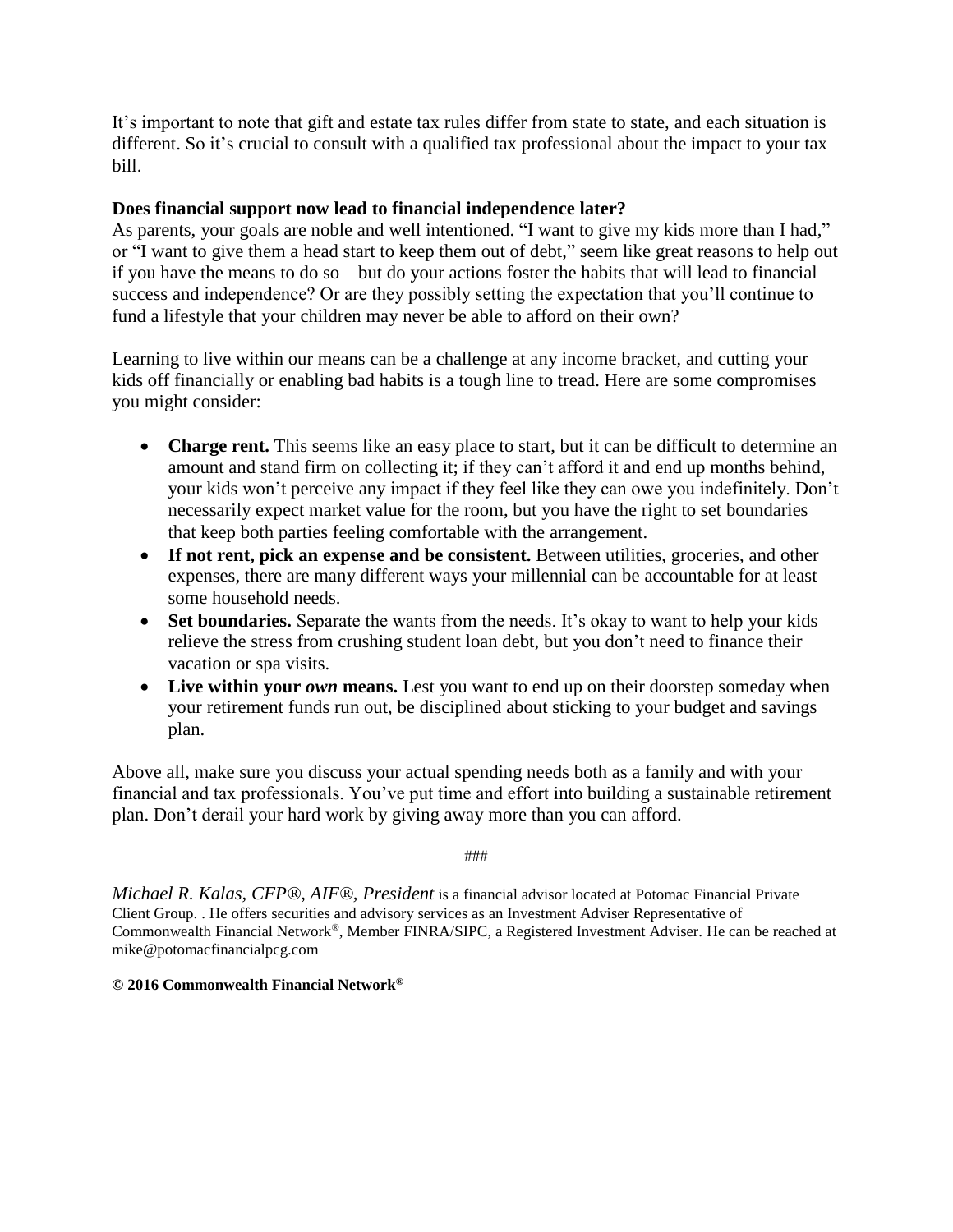It's important to note that gift and estate tax rules differ from state to state, and each situation is different. So it's crucial to consult with a qualified tax professional about the impact to your tax bill.

**Does financial support now lead to financial independence later?**

As parents, your goals are noble and well intentioned. "I want to give my kids more than I had," or "I want to give them a head start to keep them out of debt," seem like great reasons to help out if you have the means to do so—but do your actions foster the habits that will lead to financial success and independence? Or are they possibly setting the expectation that you'll continue to fund a lifestyle that your children may never be able to afford on their own?

Learning to live within our means can be a challenge at any income bracket, and cutting your kids off financially or enabling bad habits is a tough line to tread. Here are some compromises you might consider:

- **Charge rent.** This seems like an easy place to start, but it can be difficult to determine an amount and stand firm on collecting it; if they can't afford it and end up months behind, your kids won't perceive any impact if they feel like they can owe you indefinitely. Don't necessarily expect market value for the room, but you have the right to set boundaries that keep both parties feeling comfortable with the arrangement.
- **If not rent, pick an expense and be consistent.** Between utilities, groceries, and other expenses, there are many different ways your millennial can be accountable for at least some household needs.
- **Set boundaries.** Separate the wants from the needs. It's okay to want to help your kids relieve the stress from crushing student loan debt, but you don't need to finance their vacation or spa visits.
- **Live within your *own* means.** Lest you want to end up on their doorstep someday when your retirement funds run out, be disciplined about sticking to your budget and savings plan.

Above all, make sure you discuss your actual spending needs both as a family and with your financial and tax professionals. You've put time and effort into building a sustainable retirement plan. Don't derail your hard work by giving away more than you can afford.

###

*Michael R. Kalas, CFP®, AIF®, President* is a financial advisor located at Potomac Financial Private Client Group. . He offers securities and advisory services as an Investment Adviser Representative of Commonwealth Financial Network®, Member FINRA/SIPC, a Registered Investment Adviser. He can be reached at mike@potomacfinancialpcg.com

**© 2016 Commonwealth Financial Network®**